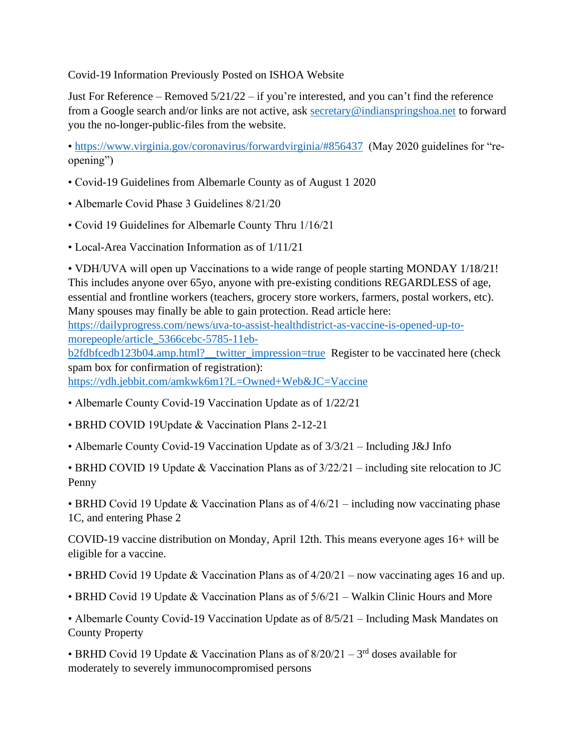Covid-19 Information Previously Posted on ISHOA Website

Just For Reference – Removed 5/21/22 – if you're interested, and you can't find the reference from a Google search and/or links are not active, ask secretary@indianspringshoa.net to forward you the no-longer-public-files from the website.

- https://www.virginia.gov/coronavirus/forwardvirginia/#856437 (May 2020 guidelines for "re-opening")
- Covid-19 Guidelines from Albemarle County as of August 1 2020
- Albemarle Covid Phase 3 Guidelines 8/21/20
- Covid 19 Guidelines for Albemarle County Thru 1/16/21
- Local-Area Vaccination Information as of 1/11/21
- VDH/UVA will open up Vaccinations to a wide range of people starting MONDAY 1/18/21! This includes anyone over 65yo, anyone with pre-existing conditions REGARDLESS of age, essential and frontline workers (teachers, grocery store workers, farmers, postal workers, etc). Many spouses may finally be able to gain protection. Read article here: https://dailyprogress.com/news/uva-to-assist-healthdistrict-as-vaccine-is-opened-up-to-morepeople/article_5366cebc-5785-11eb-b2fdbfcedb123b04.amp.html?__twitter_impression=true Register to be vaccinated here (check spam box for confirmation of registration): https://vdh.jebbit.com/amkwk6m1?L=Owned+Web&JC=Vaccine
- Albemarle County Covid-19 Vaccination Update as of 1/22/21
- BRHD COVID 19Update & Vaccination Plans 2-12-21
- Albemarle County Covid-19 Vaccination Update as of 3/3/21 – Including J&J Info
- BRHD COVID 19 Update & Vaccination Plans as of 3/22/21 – including site relocation to JC Penny
- BRHD Covid 19 Update & Vaccination Plans as of 4/6/21 – including now vaccinating phase 1C, and entering Phase 2

COVID-19 vaccine distribution on Monday, April 12th. This means everyone ages 16+ will be eligible for a vaccine.

- BRHD Covid 19 Update & Vaccination Plans as of 4/20/21 – now vaccinating ages 16 and up.
- BRHD Covid 19 Update & Vaccination Plans as of 5/6/21 – Walkin Clinic Hours and More
- Albemarle County Covid-19 Vaccination Update as of 8/5/21 – Including Mask Mandates on County Property
- BRHD Covid 19 Update & Vaccination Plans as of 8/20/21 – 3rd doses available for moderately to severely immunocompromised persons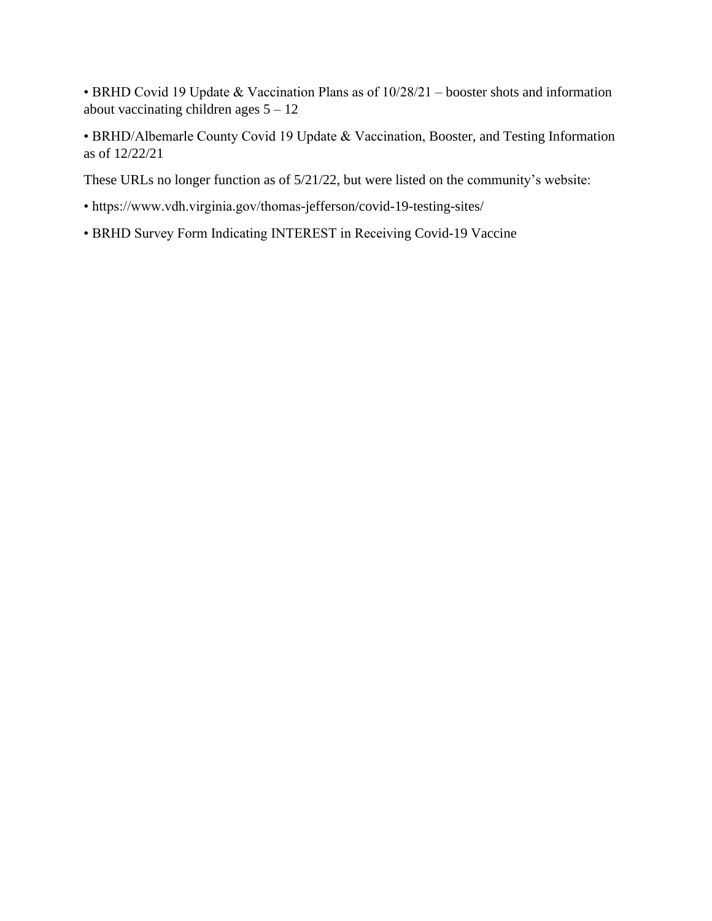- BRHD Covid 19 Update & Vaccination Plans as of 10/28/21 – booster shots and information about vaccinating children ages 5 – 12
- BRHD/Albemarle County Covid 19 Update & Vaccination, Booster, and Testing Information as of 12/22/21

These URLs no longer function as of 5/21/22, but were listed on the community's website:

- https://www.vdh.virginia.gov/thomas-jefferson/covid-19-testing-sites/
- BRHD Survey Form Indicating INTEREST in Receiving Covid-19 Vaccine